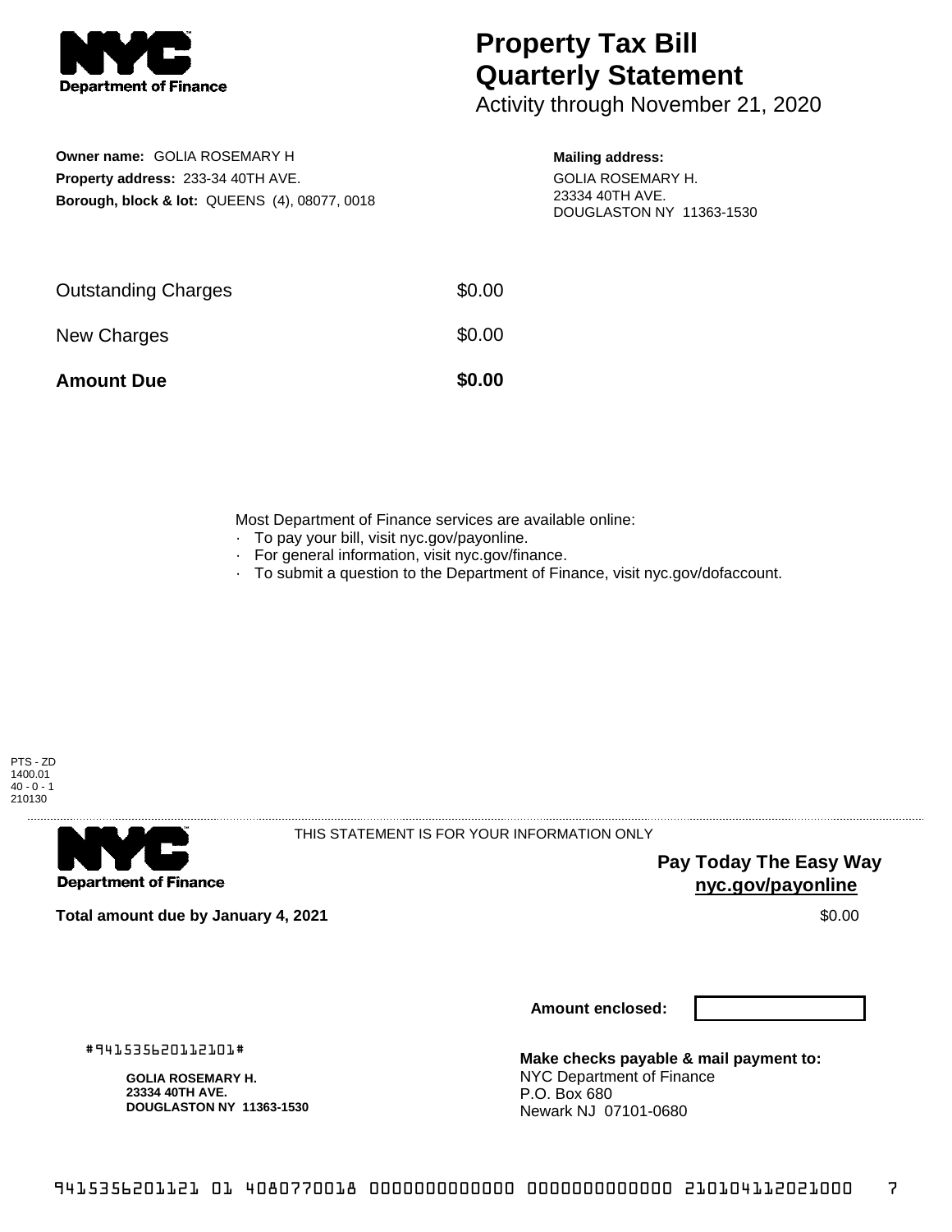NYC Department of Finance

# Property Tax Bill Quarterly Statement

Activity through November 21, 2020

**Owner name:** GOLIA ROSEMARY H
**Property address:** 233-34 40TH AVE.
**Borough, block & lot:** QUEENS (4), 08077, 0018

**Mailing address:**
GOLIA ROSEMARY H.
23334 40TH AVE.
DOUGLASTON NY 11363-1530

| | |
|---|---|
| Outstanding Charges | $0.00 |
| New Charges | $0.00 |
| **Amount Due** | **$0.00** |

Most Department of Finance services are available online:
- To pay your bill, visit nyc.gov/payonline.
- For general information, visit nyc.gov/finance.
- To submit a question to the Department of Finance, visit nyc.gov/dofaccount.

PTS - ZD
1400.01
40 - 0 - 1
210130

NYC Department of Finance

THIS STATEMENT IS FOR YOUR INFORMATION ONLY

**Pay Today The Easy Way**
**nyc.gov/payonline**

**Total amount due by January 4, 2021** $0.00

**Amount enclosed:**

#941535620112101#

**GOLIA ROSEMARY H.**
**23334 40TH AVE.**
**DOUGLASTON NY 11363-1530**

**Make checks payable & mail payment to:**
NYC Department of Finance
P.O. Box 680
Newark NJ 07101-0680

9415356201121 01 4080770018 0000000000000 0000000000000 210104112021000 7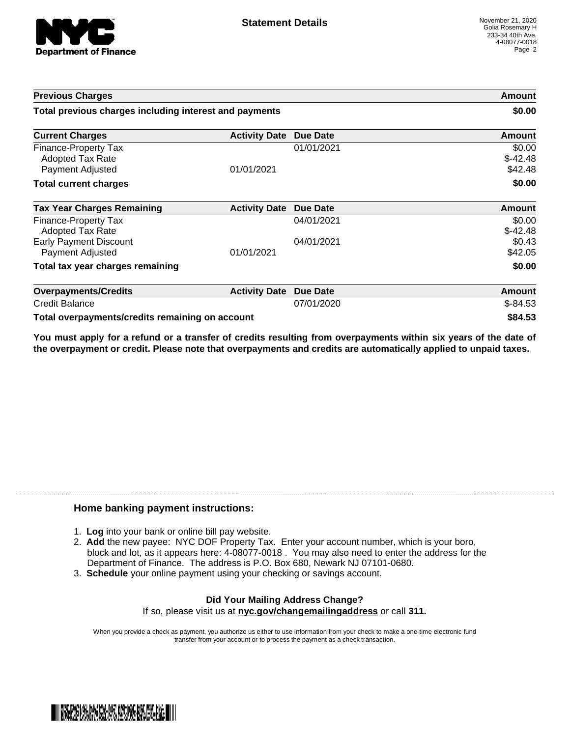## Statement Details

November 21, 2020
Golia Rosemary H
233-34 40th Ave.
4-08077-0018

| Previous Charges | | | Amount |
|---|---|---|---|
| **Total previous charges including interest and payments** | | | **$0.00** |

| Current Charges | Activity Date | Due Date | Amount |
|---|---|---|---|
| Finance-Property Tax | | 01/01/2021 | $0.00 |
| Adopted Tax Rate | | | $-42.48 |
| Payment Adjusted | 01/01/2021 | | $42.48 |
| **Total current charges** | | | **$0.00** |

| Tax Year Charges Remaining | Activity Date | Due Date | Amount |
|---|---|---|---|
| Finance-Property Tax | | 04/01/2021 | $0.00 |
| Adopted Tax Rate | | | $-42.48 |
| Early Payment Discount | | 04/01/2021 | $0.43 |
| Payment Adjusted | 01/01/2021 | | $42.05 |
| **Total tax year charges remaining** | | | **$0.00** |

| Overpayments/Credits | Activity Date | Due Date | Amount |
|---|---|---|---|
| Credit Balance | | 07/01/2020 | $-84.53 |
| **Total overpayments/credits remaining on account** | | | **$84.53** |

**You must apply for a refund or a transfer of credits resulting from overpayments within six years of the date of the overpayment or credit. Please note that overpayments and credits are automatically applied to unpaid taxes.**

### Home banking payment instructions:

1. **Log** into your bank or online bill pay website.
2. **Add** the new payee: NYC DOF Property Tax. Enter your account number, which is your boro, block and lot, as it appears here: 4-08077-0018 . You may also need to enter the address for the Department of Finance. The address is P.O. Box 680, Newark NJ 07101-0680.
3. **Schedule** your online payment using your checking or savings account.

**Did Your Mailing Address Change?**
If so, please visit us at **nyc.gov/changemailingaddress** or call **311.**

When you provide a check as payment, you authorize us either to use information from your check to make a one-time electronic fund transfer from your account or to process the payment as a check transaction.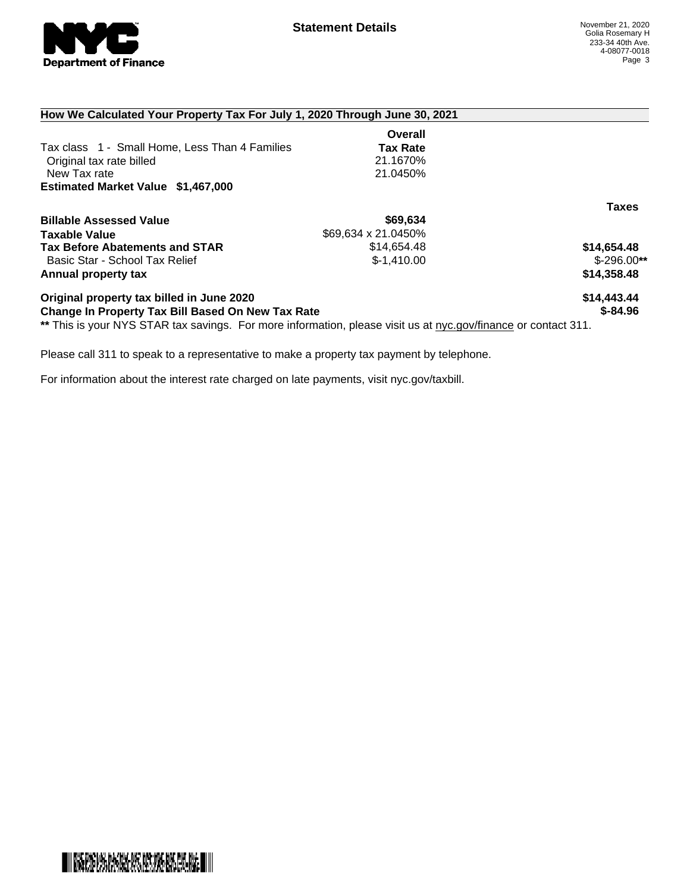# Statement Details

November 21, 2020
Golia Rosemary H
233-34 40th Ave.
4-08077-0018

## How We Calculated Your Property Tax For July 1, 2020 Through June 30, 2021

| | Overall Tax Rate | |
|---|---|---|
| Tax class 1 - Small Home, Less Than 4 Families | | |
| Original tax rate billed | 21.1670% | |
| New Tax rate | 21.0450% | |
| **Estimated Market Value $1,467,000** | | |
| | | **Taxes** |
| **Billable Assessed Value** | **$69,634** | |
| **Taxable Value** | $69,634 x 21.0450% | |
| **Tax Before Abatements and STAR** | $14,654.48 | **$14,654.48** |
| Basic Star - School Tax Relief | $-1,410.00 | $-296.00** |
| **Annual property tax** | | **$14,358.48** |
| **Original property tax billed in June 2020** | | **$14,443.44** |
| **Change In Property Tax Bill Based On New Tax Rate** | | **$-84.96** |

** This is your NYS STAR tax savings. For more information, please visit us at nyc.gov/finance or contact 311.

Please call 311 to speak to a representative to make a property tax payment by telephone.

For information about the interest rate charged on late payments, visit nyc.gov/taxbill.